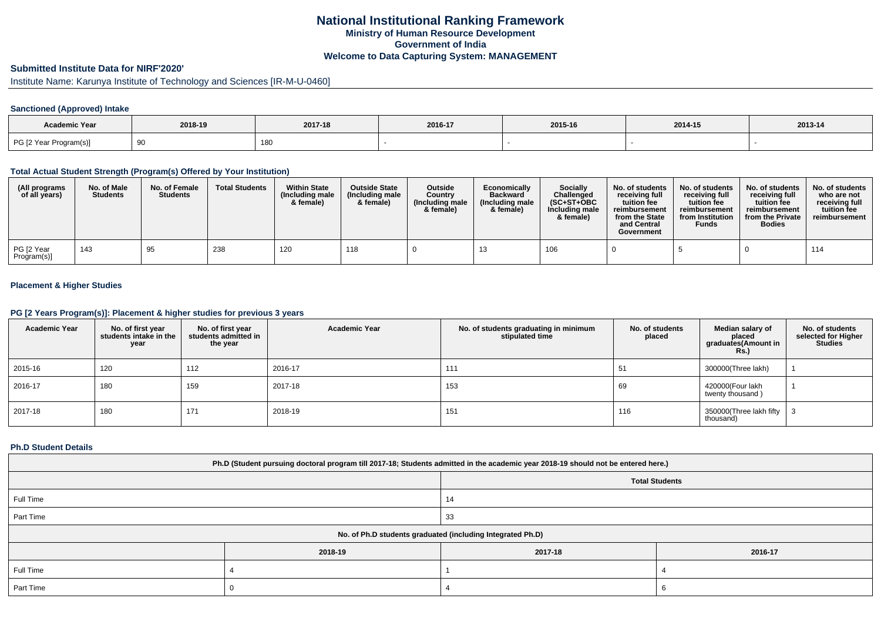# National Institutional Ranking Framework
## Ministry of Human Resource Development
## Government of India
## Welcome to Data Capturing System: MANAGEMENT

### Submitted Institute Data for NIRF'2020'

Institute Name: Karunya Institute of Technology and Sciences [IR-M-U-0460]

#### Sanctioned (Approved) Intake

| Academic Year | 2018-19 | 2017-18 | 2016-17 | 2015-16 | 2014-15 | 2013-14 |
|---|---|---|---|---|---|---|
| PG [2 Year Program(s)] | 90 | 180 | - | - | - | - |

#### Total Actual Student Strength (Program(s) Offered by Your Institution)

| (All programs of all years) | No. of Male Students | No. of Female Students | Total Students | Within State (Including male & female) | Outside State (Including male & female) | Outside Country (Including male & female) | Economically Backward (Including male & female) | Socially Challenged (SC+ST+OBC Including male & female) | No. of students receiving full tuition fee reimbursement from the State and Central Government | No. of students receiving full tuition fee reimbursement from Institution Funds | No. of students receiving full tuition fee reimbursement from the Private Bodies | No. of students who are not receiving full tuition fee reimbursement |
|---|---|---|---|---|---|---|---|---|---|---|---|---|
| PG [2 Year Program(s)] | 143 | 95 | 238 | 120 | 118 | 0 | 13 | 106 | 0 | 5 | 0 | 114 |

#### Placement & Higher Studies

#### PG [2 Years Program(s)]: Placement & higher studies for previous 3 years

| Academic Year | No. of first year students intake in the year | No. of first year students admitted in the year | Academic Year | No. of students graduating in minimum stipulated time | No. of students placed | Median salary of placed graduates(Amount in Rs.) | No. of students selected for Higher Studies |
|---|---|---|---|---|---|---|---|
| 2015-16 | 120 | 112 | 2016-17 | 111 | 51 | 300000(Three lakh) | 1 |
| 2016-17 | 180 | 159 | 2017-18 | 153 | 69 | 420000(Four lakh twenty thousand ) | 1 |
| 2017-18 | 180 | 171 | 2018-19 | 151 | 116 | 350000(Three lakh fifty thousand) | 3 |

#### Ph.D Student Details

| Ph.D (Student pursuing doctoral program till 2017-18; Students admitted in the academic year 2018-19 should not be entered here.) | |
|---|---|
| | Total Students |
| Full Time | 14 |
| Part Time | 33 |

| No. of Ph.D students graduated (including Integrated Ph.D) | | | |
|---|---|---|---|
| | 2018-19 | 2017-18 | 2016-17 |
| Full Time | 4 | 1 | 4 |
| Part Time | 0 | 4 | 6 |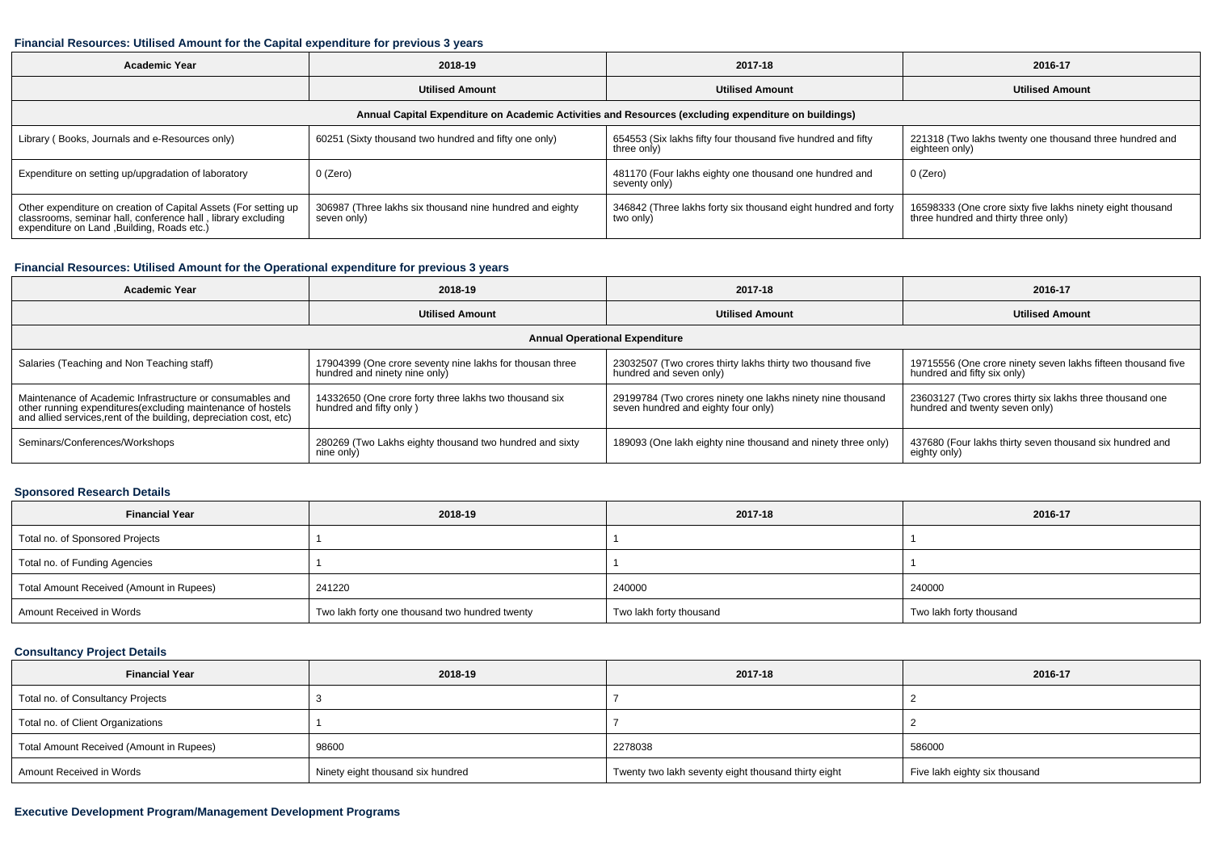#### Financial Resources: Utilised Amount for the Capital expenditure for previous 3 years

| Academic Year | 2018-19 | 2017-18 | 2016-17 |
|---|---|---|---|
| | Utilised Amount | Utilised Amount | Utilised Amount |
| Annual Capital Expenditure on Academic Activities and Resources (excluding expenditure on buildings) | | | |
| Library ( Books, Journals and e-Resources only) | 60251 (Sixty thousand two hundred and fifty one only) | 654553 (Six lakhs fifty four thousand five hundred and fifty three only) | 221318 (Two lakhs twenty one thousand three hundred and eighteen only) |
| Expenditure on setting up/upgradation of laboratory | 0 (Zero) | 481170 (Four lakhs eighty one thousand one hundred and seventy only) | 0 (Zero) |
| Other expenditure on creation of Capital Assets (For setting up classrooms, seminar hall, conference hall , library excluding expenditure on Land ,Building, Roads etc.) | 306987 (Three lakhs six thousand nine hundred and eighty seven only) | 346842 (Three lakhs forty six thousand eight hundred and forty two only) | 16598333 (One crore sixty five lakhs ninety eight thousand three hundred and thirty three only) |

#### Financial Resources: Utilised Amount for the Operational expenditure for previous 3 years

| Academic Year | 2018-19 | 2017-18 | 2016-17 |
|---|---|---|---|
| | Utilised Amount | Utilised Amount | Utilised Amount |
| Annual Operational Expenditure | | | |
| Salaries (Teaching and Non Teaching staff) | 17904399 (One crore seventy nine lakhs for thousan three hundred and ninety nine only) | 23032507 (Two crores thirty lakhs thirty two thousand five hundred and seven only) | 19715556 (One crore ninety seven lakhs fifteen thousand five hundred and fifty six only) |
| Maintenance of Academic Infrastructure or consumables and other running expenditures(excluding maintenance of hostels and allied services,rent of the building, depreciation cost, etc) | 14332650 (One crore forty three lakhs two thousand six hundred and fifty only ) | 29199784 (Two crores ninety one lakhs ninety nine thousand seven hundred and eighty four only) | 23603127 (Two crores thirty six lakhs three thousand one hundred and twenty seven only) |
| Seminars/Conferences/Workshops | 280269 (Two Lakhs eighty thousand two hundred and sixty nine only) | 189093 (One lakh eighty nine thousand and ninety three only) | 437680 (Four lakhs thirty seven thousand six hundred and eighty only) |

#### Sponsored Research Details

| Financial Year | 2018-19 | 2017-18 | 2016-17 |
|---|---|---|---|
| Total no. of Sponsored Projects | 1 | 1 | 1 |
| Total no. of Funding Agencies | 1 | 1 | 1 |
| Total Amount Received (Amount in Rupees) | 241220 | 240000 | 240000 |
| Amount Received in Words | Two lakh forty one thousand two hundred twenty | Two lakh forty thousand | Two lakh forty thousand |

#### Consultancy Project Details

| Financial Year | 2018-19 | 2017-18 | 2016-17 |
|---|---|---|---|
| Total no. of Consultancy Projects | 3 | 7 | 2 |
| Total no. of Client Organizations | 1 | 7 | 2 |
| Total Amount Received (Amount in Rupees) | 98600 | 2278038 | 586000 |
| Amount Received in Words | Ninety eight thousand six hundred | Twenty two lakh seventy eight thousand thirty eight | Five lakh eighty six thousand |

#### Executive Development Program/Management Development Programs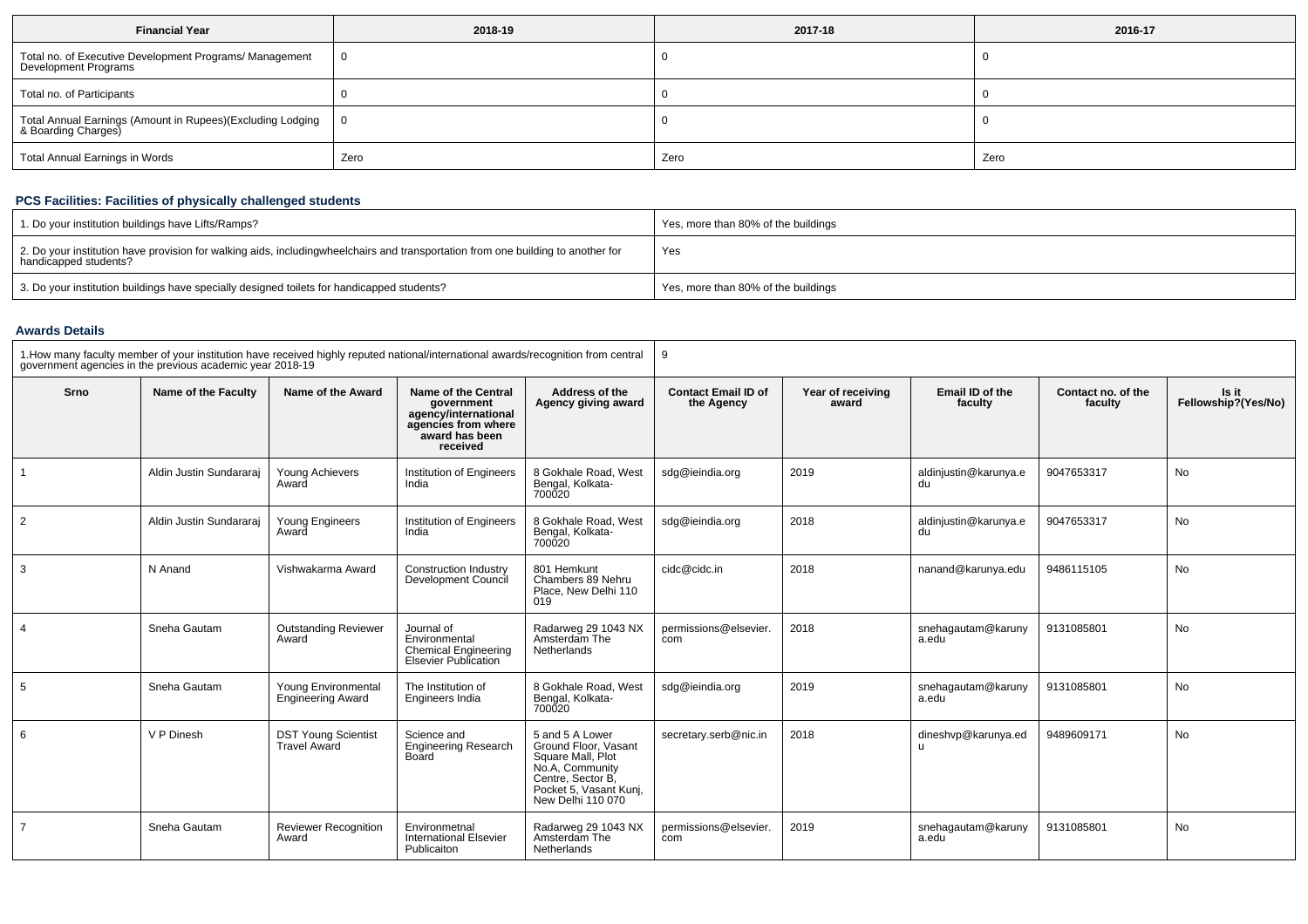| Financial Year | 2018-19 | 2017-18 | 2016-17 |
|---|---|---|---|
| Total no. of Executive Development Programs/ Management Development Programs | 0 | 0 | 0 |
| Total no. of Participants | 0 | 0 | 0 |
| Total Annual Earnings (Amount in Rupees)(Excluding Lodging & Boarding Charges) | 0 | 0 | 0 |
| Total Annual Earnings in Words | Zero | Zero | Zero |

### PCS Facilities: Facilities of physically challenged students

| | |
|---|---|
| 1. Do your institution buildings have Lifts/Ramps? | Yes, more than 80% of the buildings |
| 2. Do your institution have provision for walking aids, includingwheelchairs and transportation from one building to another for handicapped students? | Yes |
| 3. Do your institution buildings have specially designed toilets for handicapped students? | Yes, more than 80% of the buildings |

### Awards Details

| 1.How many faculty member of your institution have received highly reputed national/international awards/recognition from central government agencies in the previous academic year 2018-19 | | | | | 9 | | | | |
|---|---|---|---|---|---|---|---|---|---|
| Srno | Name of the Faculty | Name of the Award | Name of the Central government agency/international agencies from where award has been received | Address of the Agency giving award | Contact Email ID of the Agency | Year of receiving award | Email ID of the faculty | Contact no. of the faculty | Is it Fellowship?(Yes/No) |
| 1 | Aldin Justin Sundararaj | Young Achievers Award | Institution of Engineers India | 8 Gokhale Road, West Bengal, Kolkata-700020 | sdg@ieindia.org | 2019 | aldinjustin@karunya.edu | 9047653317 | No |
| 2 | Aldin Justin Sundararaj | Young Engineers Award | Institution of Engineers India | 8 Gokhale Road, West Bengal, Kolkata-700020 | sdg@ieindia.org | 2018 | aldinjustin@karunya.edu | 9047653317 | No |
| 3 | N Anand | Vishwakarma Award | Construction Industry Development Council | 801 Hemkunt Chambers 89 Nehru Place, New Delhi 110 019 | cidc@cidc.in | 2018 | nanand@karunya.edu | 9486115105 | No |
| 4 | Sneha Gautam | Outstanding Reviewer Award | Journal of Environmental Chemical Engineering Elsevier Publication | Radarweg 29 1043 NX Amsterdam The Netherlands | permissions@elsevier.com | 2018 | snehagautam@karunya.edu | 9131085801 | No |
| 5 | Sneha Gautam | Young Environmental Engineering Award | The Institution of Engineers India | 8 Gokhale Road, West Bengal, Kolkata-700020 | sdg@ieindia.org | 2019 | snehagautam@karunya.edu | 9131085801 | No |
| 6 | V P Dinesh | DST Young Scientist Travel Award | Science and Engineering Research Board | 5 and 5 A Lower Ground Floor, Vasant Square Mall, Plot No.A, Community Centre, Sector B, Pocket 5, Vasant Kunj, New Delhi 110 070 | secretary.serb@nic.in | 2018 | dineshvp@karunya.edu | 9489609171 | No |
| 7 | Sneha Gautam | Reviewer Recognition Award | Environmetnal International Elsevier Publicaiton | Radarweg 29 1043 NX Amsterdam The Netherlands | permissions@elsevier.com | 2019 | snehagautam@karunya.edu | 9131085801 | No |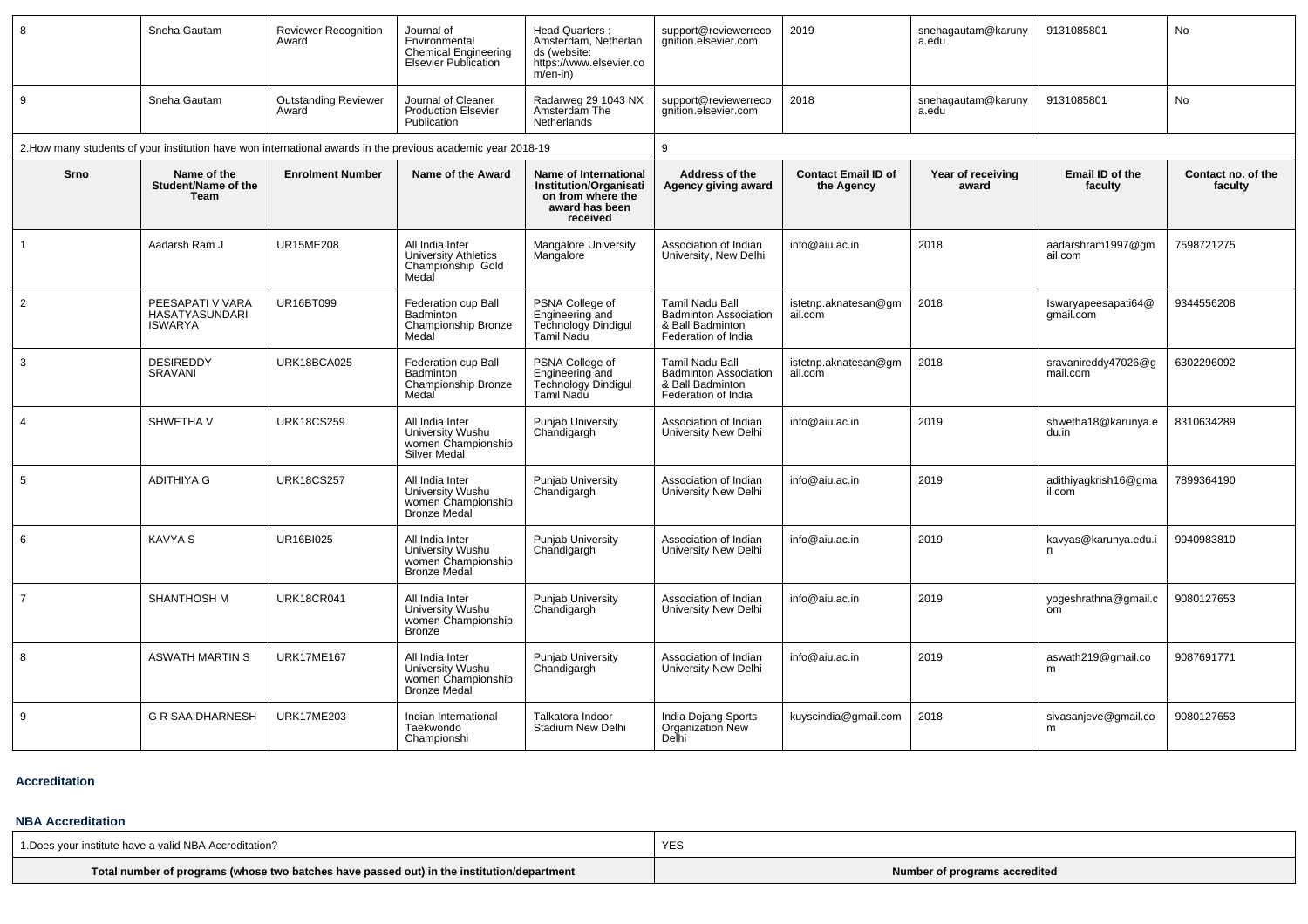| | | | | | | | | | |
|---|---|---|---|---|---|---|---|---|---|
| 8 | Sneha Gautam | Reviewer Recognition Award | Journal of Environmental Chemical Engineering Elsevier Publication | Head Quarters : Amsterdam, Netherlands (website: https://www.elsevier.com/en-in) | support@reviewerrecognition.elsevier.com | 2019 | snehagautam@karunya.edu | 9131085801 | No |
| 9 | Sneha Gautam | Outstanding Reviewer Award | Journal of Cleaner Production Elsevier Publication | Radarweg 29 1043 NX Amsterdam The Netherlands | support@reviewerrecognition.elsevier.com | 2018 | snehagautam@karunya.edu | 9131085801 | No |

2.How many students of your institution have won international awards in the previous academic year 2018-19: 9

| Srno | Name of the Student/Name of the Team | Enrolment Number | Name of the Award | Name of International Institution/Organisation from where the award has been received | Address of the Agency giving award | Contact Email ID of the Agency | Year of receiving award | Email ID of the faculty | Contact no. of the faculty |
|---|---|---|---|---|---|---|---|---|---|
| 1 | Aadarsh Ram J | UR15ME208 | All India Inter University Athletics Championship Gold Medal | Mangalore University Mangalore | Association of Indian University, New Delhi | info@aiu.ac.in | 2018 | aadarshram1997@gmail.com | 7598721275 |
| 2 | PEESAPATI V VARA HASATYASUNDARI ISWARYA | UR16BT099 | Federation cup Ball Badminton Championship Bronze Medal | PSNA College of Engineering and Technology Dindigul Tamil Nadu | Tamil Nadu Ball Badminton Association & Ball Badminton Federation of India | istetnp.aknatesan@gmail.com | 2018 | Iswaryapeesapati64@gmail.com | 9344556208 |
| 3 | DESIREDDY SRAVANI | URK18BCA025 | Federation cup Ball Badminton Championship Bronze Medal | PSNA College of Engineering and Technology Dindigul Tamil Nadu | Tamil Nadu Ball Badminton Association & Ball Badminton Federation of India | istetnp.aknatesan@gmail.com | 2018 | sravanireddy47026@gmail.com | 6302296092 |
| 4 | SHWETHA V | URK18CS259 | All India Inter University Wushu women Championship Silver Medal | Punjab University Chandigargh | Association of Indian University New Delhi | info@aiu.ac.in | 2019 | shwetha18@karunya.edu.in | 8310634289 |
| 5 | ADITHIYA G | URK18CS257 | All India Inter University Wushu women Championship Bronze Medal | Punjab University Chandigargh | Association of Indian University New Delhi | info@aiu.ac.in | 2019 | adithiyagkrish16@gmail.com | 7899364190 |
| 6 | KAVYA S | UR16BI025 | All India Inter University Wushu women Championship Bronze Medal | Punjab University Chandigargh | Association of Indian University New Delhi | info@aiu.ac.in | 2019 | kavyas@karunya.edu.in | 9940983810 |
| 7 | SHANTHOSH M | URK18CR041 | All India Inter University Wushu women Championship Bronze | Punjab University Chandigargh | Association of Indian University New Delhi | info@aiu.ac.in | 2019 | yogeshrathna@gmail.com | 9080127653 |
| 8 | ASWATH MARTIN S | URK17ME167 | All India Inter University Wushu women Championship Bronze Medal | Punjab University Chandigargh | Association of Indian University New Delhi | info@aiu.ac.in | 2019 | aswath219@gmail.com | 9087691771 |
| 9 | G R SAAIDHARNESH | URK17ME203 | Indian International Taekwondo Championshi | Talkatora Indoor Stadium New Delhi | India Dojang Sports Organization New Delhi | kuyscindia@gmail.com | 2018 | sivasanjeve@gmail.com | 9080127653 |

## Accreditation

### NBA Accreditation

| | |
|---|---|
| 1.Does your institute have a valid NBA Accreditation? | YES |
| **Total number of programs (whose two batches have passed out) in the institution/department** | **Number of programs accredited** |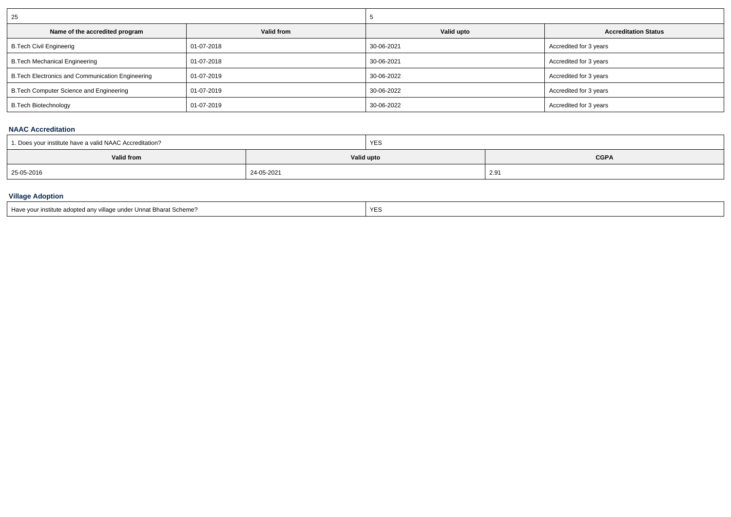| | | | |
|---|---|---|---|
| 25 | | 5 | |
| **Name of the accredited program** | **Valid from** | **Valid upto** | **Accreditation Status** |
| B.Tech Civil Engineerig | 01-07-2018 | 30-06-2021 | Accredited for 3 years |
| B.Tech Mechanical Engineering | 01-07-2018 | 30-06-2021 | Accredited for 3 years |
| B.Tech Electronics and Communication Engineering | 01-07-2019 | 30-06-2022 | Accredited for 3 years |
| B.Tech Computer Science and Engineering | 01-07-2019 | 30-06-2022 | Accredited for 3 years |
| B.Tech Biotechnology | 01-07-2019 | 30-06-2022 | Accredited for 3 years |

### NAAC Accreditation

| | |
|---|---|
| 1. Does your institute have a valid NAAC Accreditation? | YES |

| Valid from | Valid upto | CGPA |
|---|---|---|
| 25-05-2016 | 24-05-2021 | 2.91 |

### Village Adoption

| | |
|---|---|
| Have your institute adopted any village under Unnat Bharat Scheme? | YES |